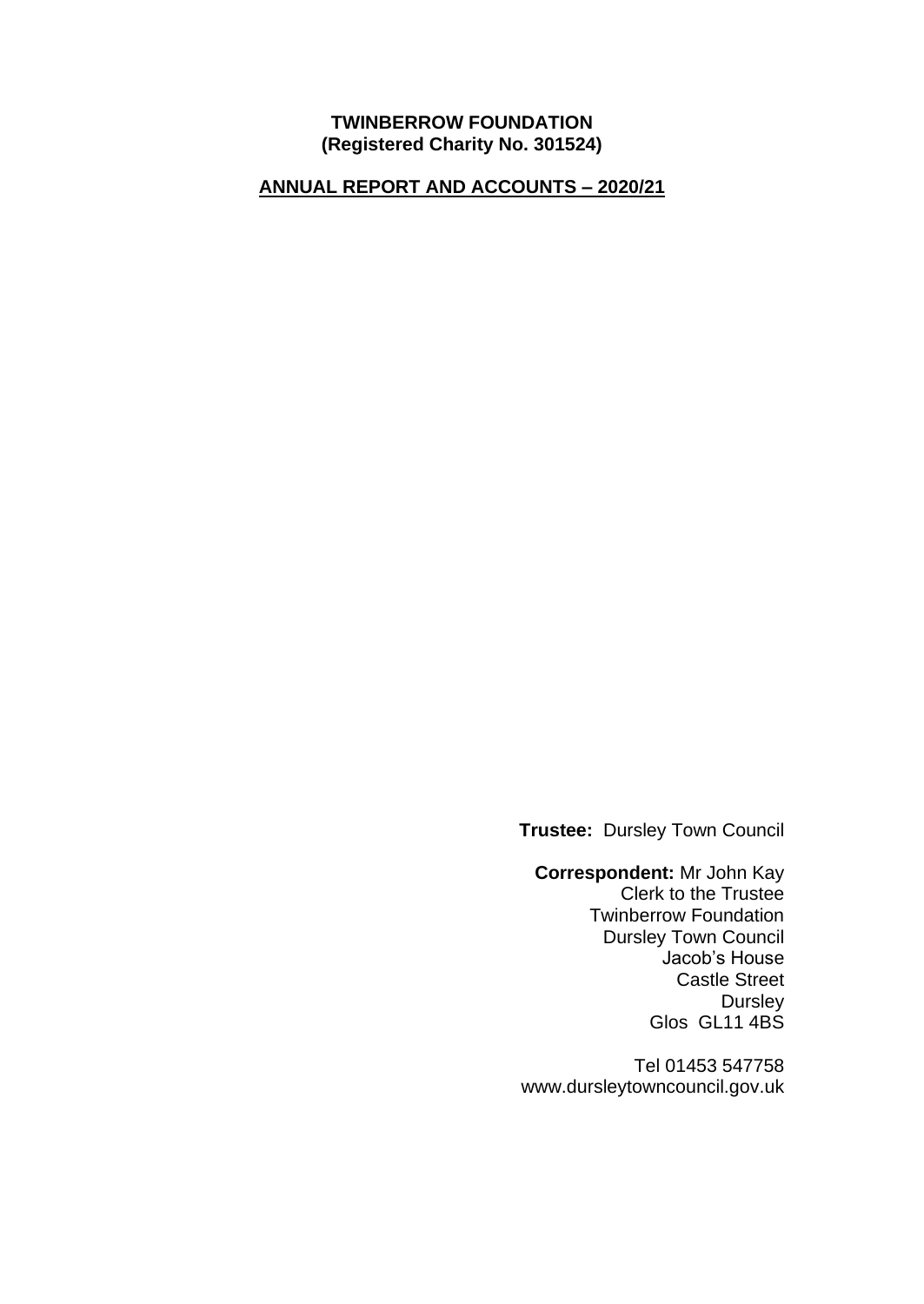# TWINBERROW FOUNDATION
**(Registered Charity No. 301524)**

## ANNUAL REPORT AND ACCOUNTS – 2020/21

**Trustee:** Dursley Town Council

**Correspondent:** Mr John Kay
Clerk to the Trustee
Twinberrow Foundation
Dursley Town Council
Jacob's House
Castle Street
Dursley
Glos GL11 4BS

Tel 01453 547758
www.dursleytowncouncil.gov.uk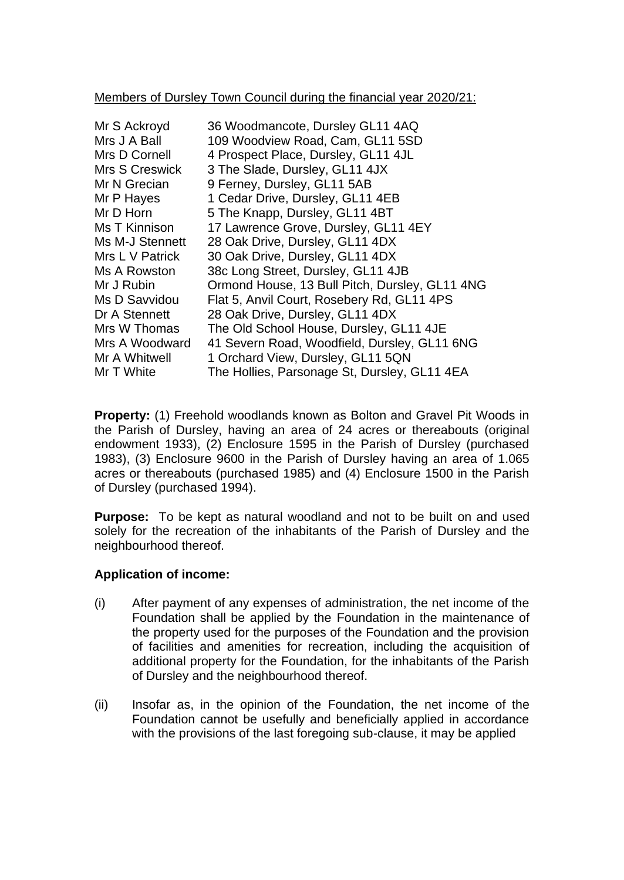Members of Dursley Town Council during the financial year 2020/21:

| | |
|---|---|
| Mr S Ackroyd | 36 Woodmancote, Dursley GL11 4AQ |
| Mrs J A Ball | 109 Woodview Road, Cam, GL11 5SD |
| Mrs D Cornell | 4 Prospect Place, Dursley, GL11 4JL |
| Mrs S Creswick | 3 The Slade, Dursley, GL11 4JX |
| Mr N Grecian | 9 Ferney, Dursley, GL11 5AB |
| Mr P Hayes | 1 Cedar Drive, Dursley, GL11 4EB |
| Mr D Horn | 5 The Knapp, Dursley, GL11 4BT |
| Ms T Kinnison | 17 Lawrence Grove, Dursley, GL11 4EY |
| Ms M-J Stennett | 28 Oak Drive, Dursley, GL11 4DX |
| Mrs L V Patrick | 30 Oak Drive, Dursley, GL11 4DX |
| Ms A Rowston | 38c Long Street, Dursley, GL11 4JB |
| Mr J Rubin | Ormond House, 13 Bull Pitch, Dursley, GL11 4NG |
| Ms D Savvidou | Flat 5, Anvil Court, Rosebery Rd, GL11 4PS |
| Dr A Stennett | 28 Oak Drive, Dursley, GL11 4DX |
| Mrs W Thomas | The Old School House, Dursley, GL11 4JE |
| Mrs A Woodward | 41 Severn Road, Woodfield, Dursley, GL11 6NG |
| Mr A Whitwell | 1 Orchard View, Dursley, GL11 5QN |
| Mr T White | The Hollies, Parsonage St, Dursley, GL11 4EA |

**Property:** (1) Freehold woodlands known as Bolton and Gravel Pit Woods in the Parish of Dursley, having an area of 24 acres or thereabouts (original endowment 1933), (2) Enclosure 1595 in the Parish of Dursley (purchased 1983), (3) Enclosure 9600 in the Parish of Dursley having an area of 1.065 acres or thereabouts (purchased 1985) and (4) Enclosure 1500 in the Parish of Dursley (purchased 1994).

**Purpose:** To be kept as natural woodland and not to be built on and used solely for the recreation of the inhabitants of the Parish of Dursley and the neighbourhood thereof.

**Application of income:**

(i) After payment of any expenses of administration, the net income of the Foundation shall be applied by the Foundation in the maintenance of the property used for the purposes of the Foundation and the provision of facilities and amenities for recreation, including the acquisition of additional property for the Foundation, for the inhabitants of the Parish of Dursley and the neighbourhood thereof.

(ii) Insofar as, in the opinion of the Foundation, the net income of the Foundation cannot be usefully and beneficially applied in accordance with the provisions of the last foregoing sub-clause, it may be applied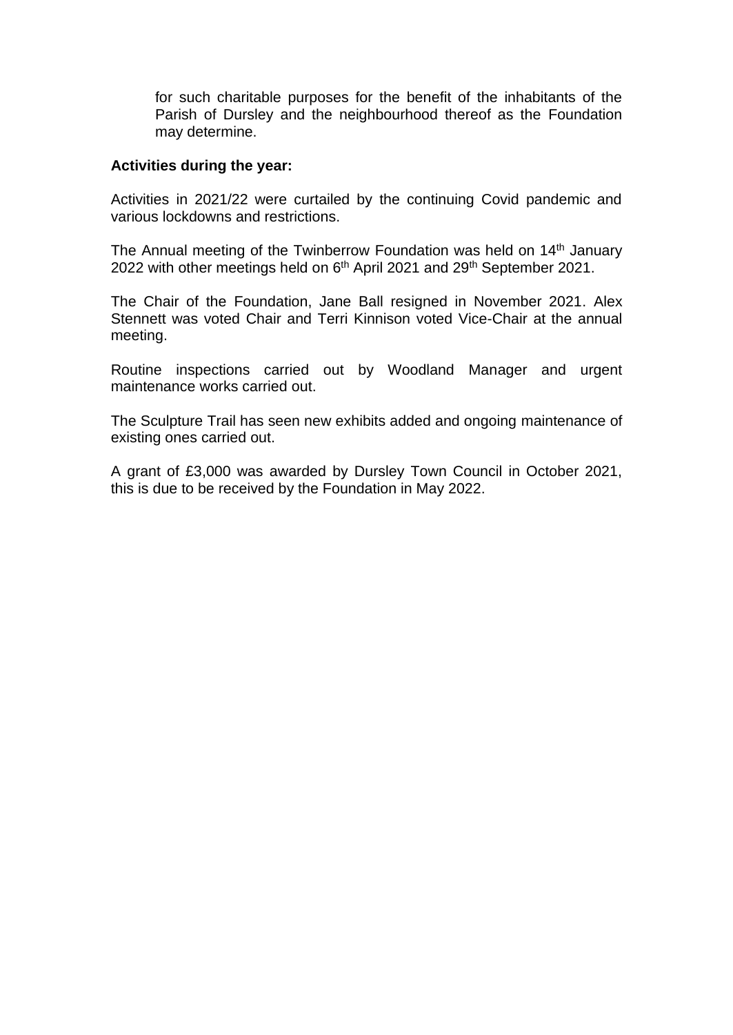for such charitable purposes for the benefit of the inhabitants of the Parish of Dursley and the neighbourhood thereof as the Foundation may determine.

**Activities during the year:**

Activities in 2021/22 were curtailed by the continuing Covid pandemic and various lockdowns and restrictions.

The Annual meeting of the Twinberrow Foundation was held on 14th January 2022 with other meetings held on 6th April 2021 and 29th September 2021.

The Chair of the Foundation, Jane Ball resigned in November 2021. Alex Stennett was voted Chair and Terri Kinnison voted Vice-Chair at the annual meeting.

Routine inspections carried out by Woodland Manager and urgent maintenance works carried out.

The Sculpture Trail has seen new exhibits added and ongoing maintenance of existing ones carried out.

A grant of £3,000 was awarded by Dursley Town Council in October 2021, this is due to be received by the Foundation in May 2022.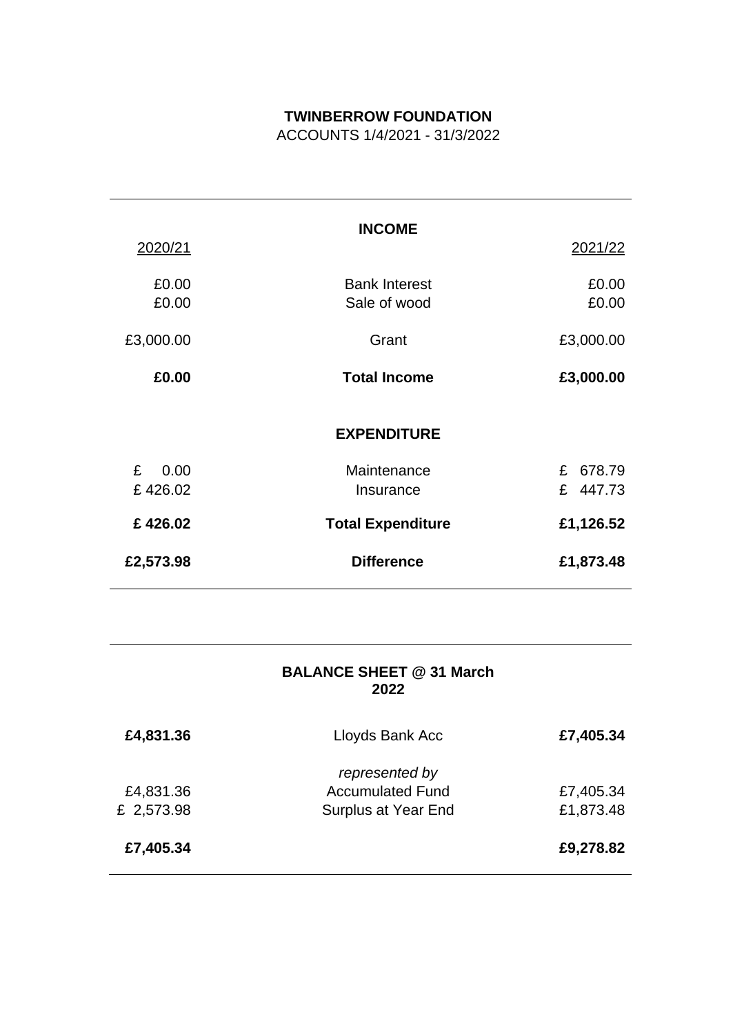**TWINBERROW FOUNDATION**

ACCOUNTS 1/4/2021 - 31/3/2022

| 2020/21 | **INCOME** | 2021/22 |
|---|---|---|
| £0.00 | Bank Interest | £0.00 |
| £0.00 | Sale of wood | £0.00 |
| £3,000.00 | Grant | £3,000.00 |
| **£0.00** | **Total Income** | **£3,000.00** |
| | **EXPENDITURE** | |
| £ 0.00 | Maintenance | £ 678.79 |
| £ 426.02 | Insurance | £ 447.73 |
| **£ 426.02** | **Total Expenditure** | **£1,126.52** |
| **£2,573.98** | **Difference** | **£1,873.48** |

**BALANCE SHEET @ 31 March 2022**

| | | |
|---|---|---|
| **£4,831.36** | Lloyds Bank Acc | **£7,405.34** |
| | *represented by* | |
| £4,831.36 | Accumulated Fund | £7,405.34 |
| £ 2,573.98 | Surplus at Year End | £1,873.48 |
| **£7,405.34** | | **£9,278.82** |